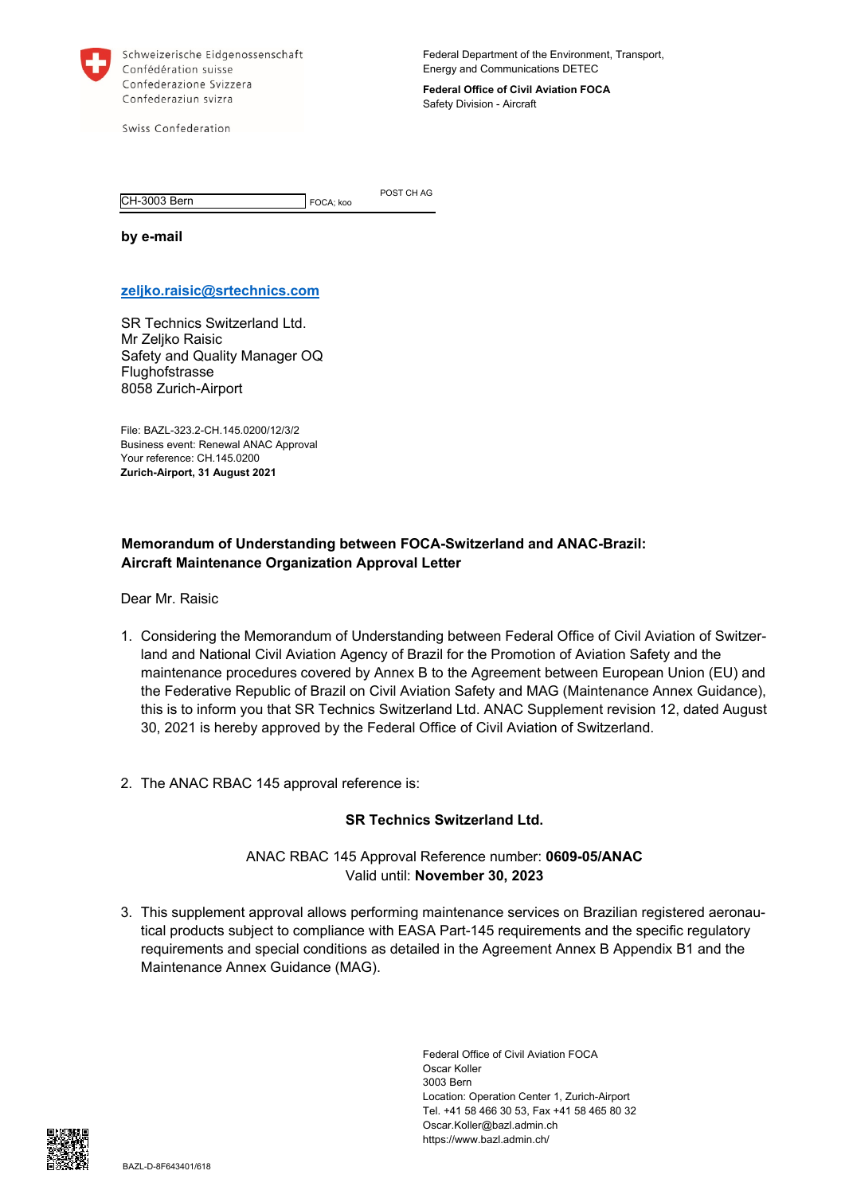Schweizerische Eidgenossenschaft
Confédération suisse
Confederazione Svizzera
Confederaziun svizra

Swiss Confederation

Federal Department of the Environment, Transport, Energy and Communications DETEC

**Federal Office of Civil Aviation FOCA**
Safety Division - Aircraft

CH-3003 Bern FOCA; koo POST CH AG

**by e-mail**

**zeljko.raisic@srtechnics.com**

SR Technics Switzerland Ltd.
Mr Zeljko Raisic
Safety and Quality Manager OQ
Flughofstrasse
8058 Zurich-Airport

File: BAZL-323.2-CH.145.0200/12/3/2
Business event: Renewal ANAC Approval
Your reference: CH.145.0200
**Zurich-Airport, 31 August 2021**

**Memorandum of Understanding between FOCA-Switzerland and ANAC-Brazil: Aircraft Maintenance Organization Approval Letter**

Dear Mr. Raisic

1. Considering the Memorandum of Understanding between Federal Office of Civil Aviation of Switzerland and National Civil Aviation Agency of Brazil for the Promotion of Aviation Safety and the maintenance procedures covered by Annex B to the Agreement between European Union (EU) and the Federative Republic of Brazil on Civil Aviation Safety and MAG (Maintenance Annex Guidance), this is to inform you that SR Technics Switzerland Ltd. ANAC Supplement revision 12, dated August 30, 2021 is hereby approved by the Federal Office of Civil Aviation of Switzerland.

2. The ANAC RBAC 145 approval reference is:

**SR Technics Switzerland Ltd.**

ANAC RBAC 145 Approval Reference number: **0609-05/ANAC**
Valid until: **November 30, 2023**

3. This supplement approval allows performing maintenance services on Brazilian registered aeronautical products subject to compliance with EASA Part-145 requirements and the specific regulatory requirements and special conditions as detailed in the Agreement Annex B Appendix B1 and the Maintenance Annex Guidance (MAG).

Federal Office of Civil Aviation FOCA
Oscar Koller
3003 Bern
Location: Operation Center 1, Zurich-Airport
Tel. +41 58 466 30 53, Fax +41 58 465 80 32
Oscar.Koller@bazl.admin.ch
https://www.bazl.admin.ch/

BAZL-D-8F643401/618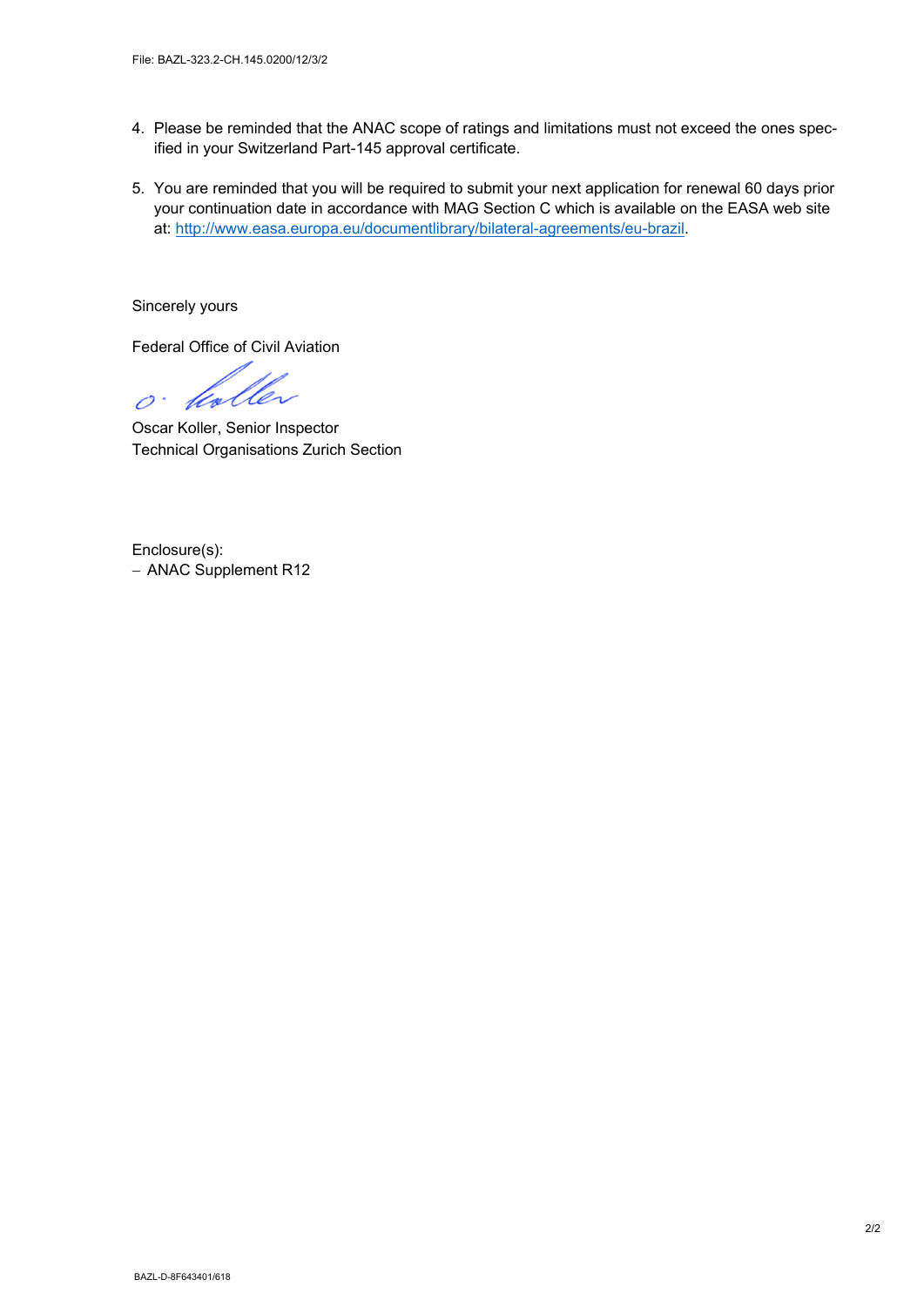4. Please be reminded that the ANAC scope of ratings and limitations must not exceed the ones specified in your Switzerland Part-145 approval certificate.

5. You are reminded that you will be required to submit your next application for renewal 60 days prior your continuation date in accordance with MAG Section C which is available on the EASA web site at: http://www.easa.europa.eu/documentlibrary/bilateral-agreements/eu-brazil.

Sincerely yours

Federal Office of Civil Aviation

Oscar Koller, Senior Inspector
Technical Organisations Zurich Section

Enclosure(s):
- ANAC Supplement R12